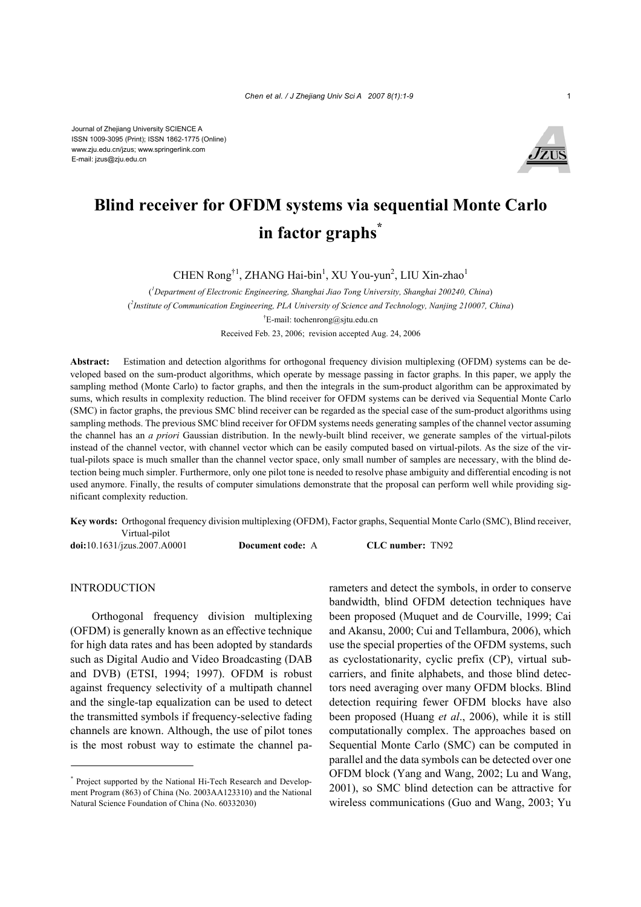Journal of Zhejiang University SCIENCE A
ISSN 1009-3095 (Print); ISSN 1862-1775 (Online)
www.zju.edu.cn/jzus; www.springerlink.com
E-mail: jzus@zju.edu.cn

# Blind receiver for OFDM systems via sequential Monte Carlo in factor graphs*

CHEN Rong†[1], ZHANG Hai-bin[1], XU You-yun[2], LIU Xin-zhao[1]

([1]Department of Electronic Engineering, Shanghai Jiao Tong University, Shanghai 200240, China)

([2]Institute of Communication Engineering, PLA University of Science and Technology, Nanjing 210007, China)

†E-mail: tochenrong@sjtu.edu.cn

Received Feb. 23, 2006; revision accepted Aug. 24, 2006

**Abstract:** Estimation and detection algorithms for orthogonal frequency division multiplexing (OFDM) systems can be developed based on the sum-product algorithms, which operate by message passing in factor graphs. In this paper, we apply the sampling method (Monte Carlo) to factor graphs, and then the integrals in the sum-product algorithm can be approximated by sums, which results in complexity reduction. The blind receiver for OFDM systems can be derived via Sequential Monte Carlo (SMC) in factor graphs, the previous SMC blind receiver can be regarded as the special case of the sum-product algorithms using sampling methods. The previous SMC blind receiver for OFDM systems needs generating samples of the channel vector assuming the channel has an *a priori* Gaussian distribution. In the newly-built blind receiver, we generate samples of the virtual-pilots instead of the channel vector, with channel vector which can be easily computed based on virtual-pilots. As the size of the virtual-pilots space is much smaller than the channel vector space, only small number of samples are necessary, with the blind detection being much simpler. Furthermore, only one pilot tone is needed to resolve phase ambiguity and differential encoding is not used anymore. Finally, the results of computer simulations demonstrate that the proposal can perform well while providing significant complexity reduction.

**Key words:** Orthogonal frequency division multiplexing (OFDM), Factor graphs, Sequential Monte Carlo (SMC), Blind receiver, Virtual-pilot

**doi:**10.1631/jzus.2007.A0001 **Document code:** A **CLC number:** TN92

## INTRODUCTION

Orthogonal frequency division multiplexing (OFDM) is generally known as an effective technique for high data rates and has been adopted by standards such as Digital Audio and Video Broadcasting (DAB and DVB) (ETSI, 1994; 1997). OFDM is robust against frequency selectivity of a multipath channel and the single-tap equalization can be used to detect the transmitted symbols if frequency-selective fading channels are known. Although, the use of pilot tones is the most robust way to estimate the channel parameters and detect the symbols, in order to conserve bandwidth, blind OFDM detection techniques have been proposed (Muquet and de Courville, 1999; Cai and Akansu, 2000; Cui and Tellambura, 2006), which use the special properties of the OFDM systems, such as cyclostationarity, cyclic prefix (CP), virtual subcarriers, and finite alphabets, and those blind detectors need averaging over many OFDM blocks. Blind detection requiring fewer OFDM blocks have also been proposed (Huang *et al*., 2006), while it is still computationally complex. The approaches based on Sequential Monte Carlo (SMC) can be computed in parallel and the data symbols can be detected over one OFDM block (Yang and Wang, 2002; Lu and Wang, 2001), so SMC blind detection can be attractive for wireless communications (Guo and Wang, 2003; Yu

---

\* Project supported by the National Hi-Tech Research and Development Program (863) of China (No. 2003AA123310) and the National Natural Science Foundation of China (No. 60332030)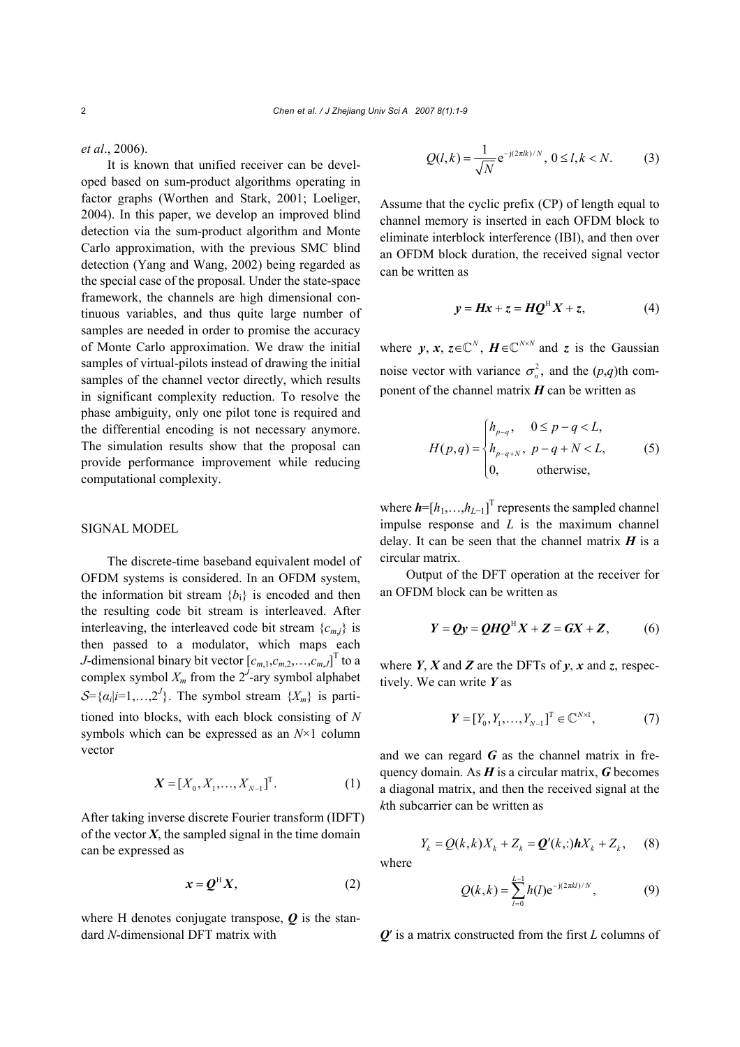*et al*., 2006).

It is known that unified receiver can be developed based on sum-product algorithms operating in factor graphs (Worthen and Stark, 2001; Loeliger, 2004). In this paper, we develop an improved blind detection via the sum-product algorithm and Monte Carlo approximation, with the previous SMC blind detection (Yang and Wang, 2002) being regarded as the special case of the proposal. Under the state-space framework, the channels are high dimensional continuous variables, and thus quite large number of samples are needed in order to promise the accuracy of Monte Carlo approximation. We draw the initial samples of virtual-pilots instead of drawing the initial samples of the channel vector directly, which results in significant complexity reduction. To resolve the phase ambiguity, only one pilot tone is required and the differential encoding is not necessary anymore. The simulation results show that the proposal can provide performance improvement while reducing computational complexity.

## SIGNAL MODEL

The discrete-time baseband equivalent model of OFDM systems is considered. In an OFDM system, the information bit stream $\{b_i\}$ is encoded and then the resulting code bit stream is interleaved. After interleaving, the interleaved code bit stream $\{c_{m,j}\}$ is then passed to a modulator, which maps each $J$-dimensional binary bit vector $[c_{m,1},c_{m,2},\ldots,c_{m,J}]^{\mathrm{T}}$ to a complex symbol $X_m$ from the $2^J$-ary symbol alphabet $\mathcal{S}=\{\alpha_i|i=1,\ldots,2^J\}$. The symbol stream $\{X_m\}$ is partitioned into blocks, with each block consisting of $N$ symbols which can be expressed as an $N\times1$ column vector

$$\boldsymbol{X}=[X_0,X_1,\ldots,X_{N-1}]^{\mathrm{T}}. \tag{1}$$

After taking inverse discrete Fourier transform (IDFT) of the vector $\boldsymbol{X}$, the sampled signal in the time domain can be expressed as

$$\boldsymbol{x}=\boldsymbol{Q}^{\mathrm{H}}\boldsymbol{X}, \tag{2}$$

where H denotes conjugate transpose, $\boldsymbol{Q}$ is the standard $N$-dimensional DFT matrix with

$$Q(l,k)=\frac{1}{\sqrt{N}}\mathrm{e}^{-\mathrm{j}(2\pi lk)/N},\ 0\le l,k<N. \tag{3}$$

Assume that the cyclic prefix (CP) of length equal to channel memory is inserted in each OFDM block to eliminate interblock interference (IBI), and then over an OFDM block duration, the received signal vector can be written as

$$\boldsymbol{y}=\boldsymbol{H}\boldsymbol{x}+\boldsymbol{z}=\boldsymbol{H}\boldsymbol{Q}^{\mathrm{H}}\boldsymbol{X}+\boldsymbol{z}, \tag{4}$$

where $\boldsymbol{y}$, $\boldsymbol{x}$, $\boldsymbol{z}\in\mathbb{C}^N$, $\boldsymbol{H}\in\mathbb{C}^{N\times N}$ and $\boldsymbol{z}$ is the Gaussian noise vector with variance $\sigma_n^2$, and the $(p,q)$th component of the channel matrix $\boldsymbol{H}$ can be written as

$$H(p,q)=\begin{cases} h_{p-q}, & 0\le p-q<L,\\ h_{p-q+N}, & p-q+N<L,\\ 0, & \text{otherwise,}\end{cases} \tag{5}$$

where $\boldsymbol{h}=[h_1,\ldots,h_{L-1}]^{\mathrm{T}}$ represents the sampled channel impulse response and $L$ is the maximum channel delay. It can be seen that the channel matrix $\boldsymbol{H}$ is a circular matrix.

Output of the DFT operation at the receiver for an OFDM block can be written as

$$\boldsymbol{Y}=\boldsymbol{Q}\boldsymbol{y}=\boldsymbol{Q}\boldsymbol{H}\boldsymbol{Q}^{\mathrm{H}}\boldsymbol{X}+\boldsymbol{Z}=\boldsymbol{G}\boldsymbol{X}+\boldsymbol{Z}, \tag{6}$$

where $\boldsymbol{Y}$, $\boldsymbol{X}$ and $\boldsymbol{Z}$ are the DFTs of $\boldsymbol{y}$, $\boldsymbol{x}$ and $\boldsymbol{z}$, respectively. We can write $\boldsymbol{Y}$ as

$$\boldsymbol{Y}=[Y_0,Y_1,\ldots,Y_{N-1}]^{\mathrm{T}}\in\mathbb{C}^{N\times1}, \tag{7}$$

and we can regard $\boldsymbol{G}$ as the channel matrix in frequency domain. As $\boldsymbol{H}$ is a circular matrix, $\boldsymbol{G}$ becomes a diagonal matrix, and then the received signal at the $k$th subcarrier can be written as

$$Y_k=Q(k,k)X_k+Z_k=\boldsymbol{Q}'(k,:)\boldsymbol{h}X_k+Z_k, \tag{8}$$

where

$$Q(k,k)=\sum_{l=0}^{L-1}h(l)\mathrm{e}^{-\mathrm{j}(2\pi kl)/N}, \tag{9}$$

$\boldsymbol{Q}'$ is a matrix constructed from the first $L$ columns of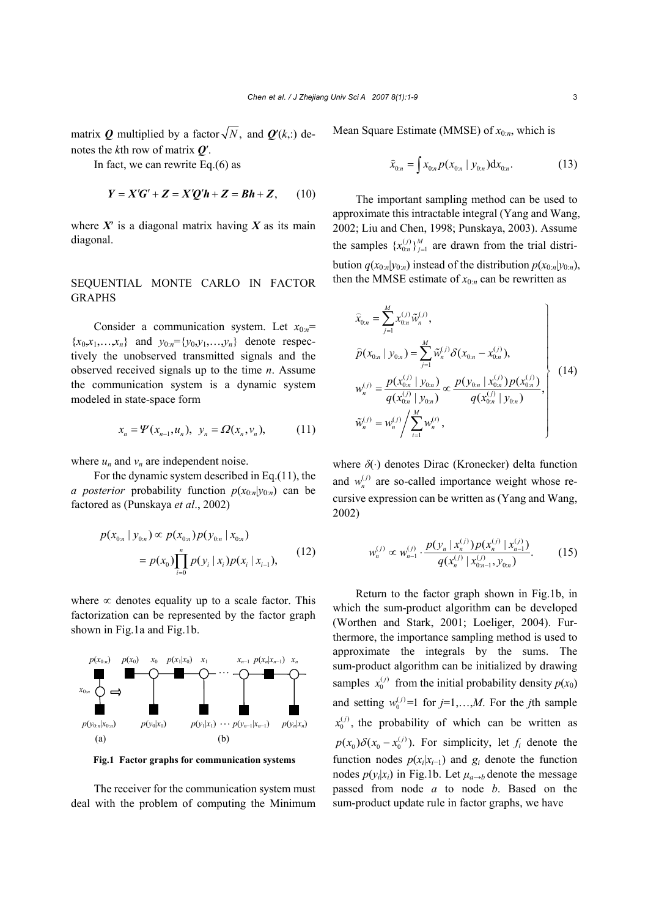matrix $\boldsymbol{Q}$ multiplied by a factor $\sqrt{N}$, and $\boldsymbol{Q}'(k,:)$ denotes the $k$th row of matrix $\boldsymbol{Q}'$.

In fact, we can rewrite Eq.(6) as

$$\boldsymbol{Y} = \boldsymbol{X}'\boldsymbol{G}' + \boldsymbol{Z} = \boldsymbol{X}'\boldsymbol{Q}'\boldsymbol{h} + \boldsymbol{Z} = \boldsymbol{B}\boldsymbol{h} + \boldsymbol{Z}, \tag{10}$$

where $\boldsymbol{X}'$ is a diagonal matrix having $\boldsymbol{X}$ as its main diagonal.

## SEQUENTIAL MONTE CARLO IN FACTOR GRAPHS

Consider a communication system. Let $x_{0:n}=\{x_0,x_1,\ldots,x_n\}$ and $y_{0:n}=\{y_0,y_1,\ldots,y_n\}$ denote respectively the unobserved transmitted signals and the observed received signals up to the time $n$. Assume the communication system is a dynamic system modeled in state-space form

$$x_n = \Psi(x_{n-1},u_n),\ \ y_n = \Omega(x_n,v_n), \tag{11}$$

where $u_n$ and $v_n$ are independent noise.

For the dynamic system described in Eq.(11), the *a posterior* probability function $p(x_{0:n}|y_{0:n})$ can be factored as (Punskaya *et al*., 2002)

$$\begin{aligned} p(x_{0:n} \mid y_{0:n}) &\propto p(x_{0:n})p(y_{0:n} \mid x_{0:n}) \\ &= p(x_0)\prod_{i=0}^{n} p(y_i \mid x_i)p(x_i \mid x_{i-1}), \end{aligned} \tag{12}$$

where $\propto$ denotes equality up to a scale factor. This factorization can be represented by the factor graph shown in Fig.1a and Fig.1b.

**Fig.1 Factor graphs for communication systems**

The receiver for the communication system must deal with the problem of computing the Minimum Mean Square Estimate (MMSE) of $x_{0:n}$, which is

$$\bar{x}_{0:n} = \int x_{0:n}\, p(x_{0:n} \mid y_{0:n})\mathrm{d}x_{0:n}. \tag{13}$$

The important sampling method can be used to approximate this intractable integral (Yang and Wang, 2002; Liu and Chen, 1998; Punskaya, 2003). Assume the samples $\{x_{0:n}^{(j)}\}_{j=1}^{M}$ are drawn from the trial distribution $q(x_{0:n}|y_{0:n})$ instead of the distribution $p(x_{0:n}|y_{0:n})$, then the MMSE estimate of $x_{0:n}$ can be rewritten as

$$\left.\begin{aligned} &\bar{x}_{0:n} = \sum_{j=1}^{M} x_{0:n}^{(j)}\tilde{w}_n^{(j)}, \\ &\bar{p}(x_{0:n} \mid y_{0:n}) = \sum_{j=1}^{M} \tilde{w}_n^{(j)}\delta(x_{0:n} - x_{0:n}^{(j)}), \\ &w_n^{(j)} = \frac{p(x_{0:n}^{(j)} \mid y_{0:n})}{q(x_{0:n}^{(j)} \mid y_{0:n})} \propto \frac{p(y_{0:n} \mid x_{0:n}^{(j)})p(x_{0:n}^{(j)})}{q(x_{0:n}^{(j)} \mid y_{0:n})}, \\ &\tilde{w}_n^{(j)} = w_n^{(j)} \Big/ \sum_{i=1}^{M} w_n^{(i)}, \end{aligned}\right\} \tag{14}$$

where $\delta(\cdot)$ denotes Dirac (Kronecker) delta function and $w_n^{(j)}$ are so-called importance weight whose recursive expression can be written as (Yang and Wang, 2002)

$$w_n^{(j)} \propto w_{n-1}^{(j)} \cdot \frac{p(y_n \mid x_n^{(j)})p(x_n^{(j)} \mid x_{n-1}^{(j)})}{q(x_n^{(j)} \mid x_{0:n-1}^{(j)}, y_{0:n})}. \tag{15}$$

Return to the factor graph shown in Fig.1b, in which the sum-product algorithm can be developed (Worthen and Stark, 2001; Loeliger, 2004). Furthermore, the importance sampling method is used to approximate the integrals by the sums. The sum-product algorithm can be initialized by drawing samples $x_0^{(j)}$ from the initial probability density $p(x_0)$ and setting $w_0^{(j)}=1$ for $j=1,\ldots,M$. For the $j$th sample $x_0^{(j)}$, the probability of which can be written as $p(x_0)\delta(x_0 - x_0^{(j)})$. For simplicity, let $f_i$ denote the function nodes $p(x_i|x_{i-1})$ and $g_i$ denote the function nodes $p(y_i|x_i)$ in Fig.1b. Let $\mu_{a\to b}$ denote the message passed from node $a$ to node $b$. Based on the sum-product update rule in factor graphs, we have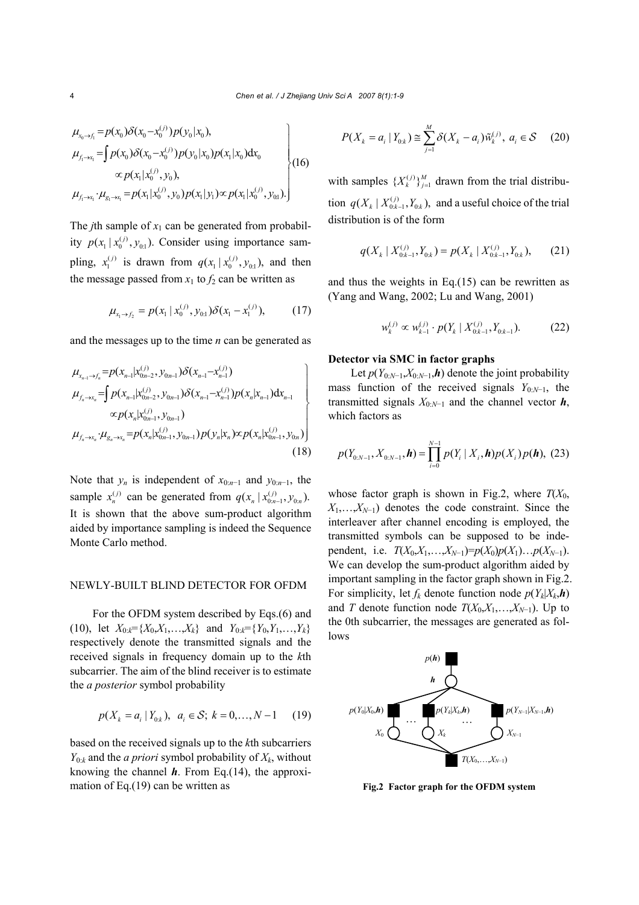$$
\left.
\begin{aligned}
&\mu_{x_0 \to f_1} = p(x_0)\delta(x_0 - x_0^{(j)})p(y_0|x_0),\\
&\mu_{f_1 \to x_1} = \int p(x_0)\delta(x_0 - x_0^{(j)})p(y_0|x_0)p(x_1|x_0)\mathrm{d}x_0\\
&\qquad \propto p(x_1|x_0^{(j)}, y_0),\\
&\mu_{f_1 \to x_1}\cdot\mu_{g_1 \to x_1} = p(x_1|x_0^{(j)}, y_0)p(x_1|y_1) \propto p(x_1|x_0^{(j)}, y_{01}).
\end{aligned}
\right\} \quad (16)
$$

The $j$th sample of $x_1$ can be generated from probability $p(x_1 \mid x_0^{(j)}, y_{0:1})$. Consider using importance sampling, $x_1^{(j)}$ is drawn from $q(x_1 \mid x_0^{(j)}, y_{0:1})$, and then the message passed from $x_1$ to $f_2$ can be written as

$$
\mu_{x_1 \to f_2} = p(x_1 \mid x_0^{(j)}, y_{0:1})\delta(x_1 - x_1^{(j)}), \quad (17)
$$

and the messages up to the time $n$ can be generated as

$$
\left.
\begin{aligned}
&\mu_{x_{n-1} \to f_n} = p(x_{n-1}|x_{0:n-2}^{(j)}, y_{0:n-1})\delta(x_{n-1} - x_{n-1}^{(j)})\\
&\mu_{f_n \to x_n} = \int p(x_{n-1}|x_{0:n-2}^{(j)}, y_{0:n-1})\delta(x_{n-1} - x_{n-1}^{(j)})p(x_n|x_{n-1})\mathrm{d}x_{n-1}\\
&\qquad \propto p(x_n|x_{0:n-1}^{(j)}, y_{0:n-1})\\
&\mu_{f_n \to x_n}\cdot\mu_{g_n \to x_n} = p(x_n|x_{0:n-1}^{(j)}, y_{0:n-1})p(y_n|x_n) \propto p(x_n|x_{0:n-1}^{(j)}, y_{0:n})
\end{aligned}
\right\} \quad (18)
$$

Note that $y_n$ is independent of $x_{0:n-1}$ and $y_{0:n-1}$, the sample $x_n^{(j)}$ can be generated from $q(x_n \mid x_{0:n-1}^{(j)}, y_{0:n})$. It is shown that the above sum-product algorithm aided by importance sampling is indeed the Sequence Monte Carlo method.

## NEWLY-BUILT BLIND DETECTOR FOR OFDM

For the OFDM system described by Eqs.(6) and (10), let $X_{0:k}=\{X_0, X_1, \ldots, X_k\}$ and $Y_{0:k}=\{Y_0, Y_1, \ldots, Y_k\}$ respectively denote the transmitted signals and the received signals in frequency domain up to the $k$th subcarrier. The aim of the blind receiver is to estimate the *a posterior* symbol probability

$$
p(X_k = a_i \mid Y_{0:k}),\ a_i \in \mathcal{S};\ k = 0, \ldots, N-1 \quad (19)
$$

based on the received signals up to the $k$th subcarriers $Y_{0:k}$ and the *a priori* symbol probability of $X_k$, without knowing the channel $\boldsymbol{h}$. From Eq.(14), the approximation of Eq.(19) can be written as

$$
P(X_k = a_i \mid Y_{0:k}) \cong \sum_{j=1}^{M} \delta(X_k - a_i)\tilde{w}_k^{(j)},\ a_i \in \mathcal{S} \quad (20)
$$

with samples $\{X_k^{(j)}\}_{j=1}^{M}$ drawn from the trial distribution $q(X_k \mid X_{0:k-1}^{(j)}, Y_{0:k})$, and a useful choice of the trial distribution is of the form

$$
q(X_k \mid X_{0:k-1}^{(j)}, Y_{0:k}) = p(X_k \mid X_{0:k-1}^{(j)}, Y_{0:k}), \quad (21)
$$

and thus the weights in Eq.(15) can be rewritten as (Yang and Wang, 2002; Lu and Wang, 2001)

$$
w_k^{(j)} \propto w_{k-1}^{(j)} \cdot p(Y_k \mid X_{0:k-1}^{(j)}, Y_{0:k-1}). \quad (22)
$$

**Detector via SMC in factor graphs**

Let $p(Y_{0:N-1}, X_{0:N-1}, \boldsymbol{h})$ denote the joint probability mass function of the received signals $Y_{0:N-1}$, the transmitted signals $X_{0:N-1}$ and the channel vector $\boldsymbol{h}$, which factors as

$$
p(Y_{0:N-1}, X_{0:N-1}, \boldsymbol{h}) = \prod_{i=0}^{N-1} p(Y_i \mid X_i, \boldsymbol{h})p(X_i)p(\boldsymbol{h}), \quad (23)
$$

whose factor graph is shown in Fig.2, where $T(X_0, X_1, \ldots, X_{N-1})$ denotes the code constraint. Since the interleaver after channel encoding is employed, the transmitted symbols can be supposed to be independent, i.e. $T(X_0, X_1, \ldots, X_{N-1}) = p(X_0)p(X_1)\ldots p(X_{N-1})$. We can develop the sum-product algorithm aided by important sampling in the factor graph shown in Fig.2. For simplicity, let $f_k$ denote function node $p(Y_k|X_k,\boldsymbol{h})$ and $T$ denote function node $T(X_0, X_1, \ldots, X_{N-1})$. Up to the 0th subcarrier, the messages are generated as follows

**Fig.2 Factor graph for the OFDM system**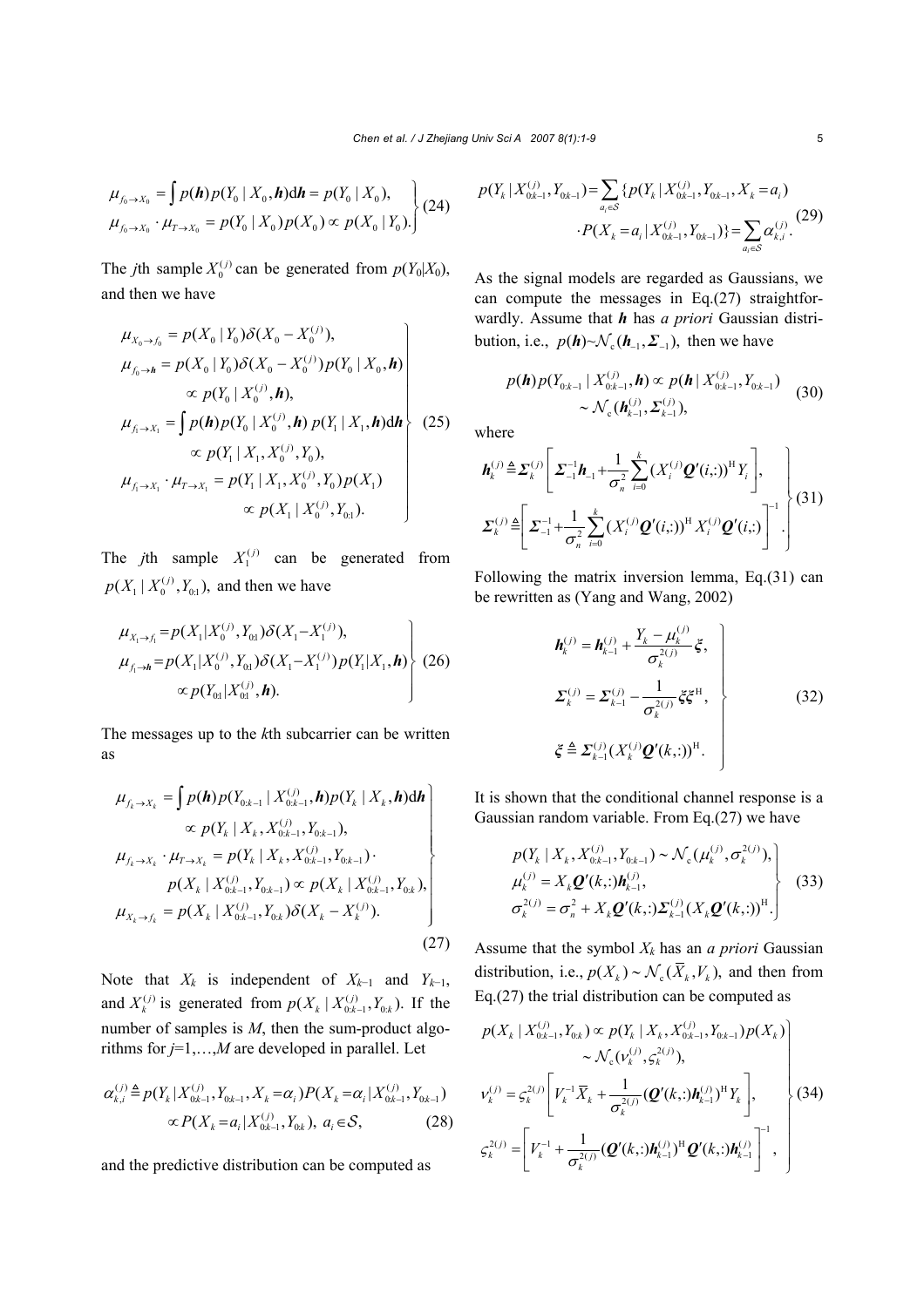$$
\left.\begin{aligned}
\mu_{f_0\to X_0} &= \int p(\boldsymbol{h})p(Y_0 \mid X_0,\boldsymbol{h})\mathrm{d}\boldsymbol{h} = p(Y_0 \mid X_0),\\
\mu_{f_0\to X_0}\cdot\mu_{T\to X_0} &= p(Y_0 \mid X_0)p(X_0) \propto p(X_0 \mid Y_0).
\end{aligned}\right\} \tag{24}
$$

The $j$th sample $X_0^{(j)}$ can be generated from $p(Y_0|X_0)$, and then we have

$$
\left.\begin{aligned}
\mu_{X_0\to f_0} &= p(X_0 \mid Y_0)\delta(X_0 - X_0^{(j)}),\\
\mu_{f_0\to \boldsymbol{h}} &= p(X_0 \mid Y_0)\delta(X_0 - X_0^{(j)})p(Y_0 \mid X_0,\boldsymbol{h})\\
&\propto p(Y_0 \mid X_0^{(j)},\boldsymbol{h}),\\
\mu_{f_1\to X_1} &= \int p(\boldsymbol{h})p(Y_0 \mid X_0^{(j)},\boldsymbol{h})\, p(Y_1 \mid X_1,\boldsymbol{h})\mathrm{d}\boldsymbol{h}\\
&\propto p(Y_1 \mid X_1, X_0^{(j)}, Y_0),\\
\mu_{f_1\to X_1}\cdot\mu_{T\to X_1} &= p(Y_1 \mid X_1, X_0^{(j)}, Y_0)\,p(X_1)\\
&\propto p(X_1 \mid X_0^{(j)}, Y_{0:1}).
\end{aligned}\right\} \tag{25}
$$

The $j$th sample $X_1^{(j)}$ can be generated from $p(X_1 \mid X_0^{(j)}, Y_{0:1})$, and then we have

$$
\left.\begin{aligned}
\mu_{X_1\to f_1} &= p(X_1|X_0^{(j)},Y_{0:1})\delta(X_1-X_1^{(j)}),\\
\mu_{f_1\to \boldsymbol{h}} &= p(X_1|X_0^{(j)},Y_{0:1})\delta(X_1-X_1^{(j)})p(Y_1|X_1,\boldsymbol{h})\\
&\propto p(Y_{0:1}|X_{0:1}^{(j)},\boldsymbol{h}).
\end{aligned}\right\} \tag{26}
$$

The messages up to the $k$th subcarrier can be written as

$$
\left.\begin{aligned}
\mu_{f_k\to X_k} &= \int p(\boldsymbol{h})p(Y_{0:k-1} \mid X_{0:k-1}^{(j)},\boldsymbol{h})p(Y_k \mid X_k,\boldsymbol{h})\mathrm{d}\boldsymbol{h}\\
&\propto p(Y_k \mid X_k, X_{0:k-1}^{(j)}, Y_{0:k-1}),\\
\mu_{f_k\to X_k}\cdot\mu_{T\to X_k} &= p(Y_k \mid X_k, X_{0:k-1}^{(j)}, Y_{0:k-1})\cdot\\
&\quad p(X_k \mid X_{0:k-1}^{(j)}, Y_{0:k-1}) \propto p(X_k \mid X_{0:k-1}^{(j)}, Y_{0:k}),\\
\mu_{X_k\to f_k} &= p(X_k \mid X_{0:k-1}^{(j)}, Y_{0:k})\delta(X_k - X_k^{(j)}).
\end{aligned}\right\} \tag{27}
$$

Note that $X_k$ is independent of $X_{k-1}$ and $Y_{k-1}$, and $X_k^{(j)}$ is generated from $p(X_k \mid X_{0:k-1}^{(j)}, Y_{0:k})$. If the number of samples is $M$, then the sum-product algorithms for $j$=1,…,$M$ are developed in parallel. Let

$$
\begin{aligned}
\alpha_{k,i}^{(j)} &\triangleq p(Y_k|X_{0:k-1}^{(j)},Y_{0:k-1},X_k=\alpha_i)P(X_k=\alpha_i|X_{0:k-1}^{(j)},Y_{0:k-1})\\
&\propto P(X_k=a_i|X_{0:k-1}^{(j)},Y_{0:k}),\ a_i\in\mathcal{S},
\end{aligned} \tag{28}
$$

and the predictive distribution can be computed as

$$
\begin{aligned}
p(Y_k \mid X_{0:k-1}^{(j)}, Y_{0:k-1}) &= \sum_{a_i\in\mathcal{S}}\{p(Y_k \mid X_{0:k-1}^{(j)}, Y_{0:k-1}, X_k=a_i)\\
&\quad\cdot P(X_k=a_i \mid X_{0:k-1}^{(j)}, Y_{0:k-1})\} = \sum_{a_i\in\mathcal{S}}\alpha_{k,i}^{(j)}.
\end{aligned} \tag{29}
$$

As the signal models are regarded as Gaussians, we can compute the messages in Eq.(27) straightforwardly. Assume that $\boldsymbol{h}$ has *a priori* Gaussian distribution, i.e., $p(\boldsymbol{h})\sim\mathcal{N}_c(\boldsymbol{h}_{-1},\boldsymbol{\Sigma}_{-1})$, then we have

$$
\begin{aligned}
p(\boldsymbol{h})p(Y_{0:k-1} \mid X_{0:k-1}^{(j)},\boldsymbol{h}) &\propto p(\boldsymbol{h} \mid X_{0:k-1}^{(j)}, Y_{0:k-1})\\
&\sim \mathcal{N}_c(\boldsymbol{h}_{k-1}^{(j)},\boldsymbol{\Sigma}_{k-1}^{(j)}),
\end{aligned} \tag{30}
$$

where

$$
\left.\begin{aligned}
\boldsymbol{h}_k^{(j)} &\triangleq \boldsymbol{\Sigma}_k^{(j)}\left[\boldsymbol{\Sigma}_{-1}^{-1}\boldsymbol{h}_{-1} + \frac{1}{\sigma_n^2}\sum_{i=0}^{k}(X_i^{(j)}\boldsymbol{Q}'(i,:))^{\mathrm{H}}Y_i\right],\\
\boldsymbol{\Sigma}_k^{(j)} &\triangleq \left[\boldsymbol{\Sigma}_{-1}^{-1} + \frac{1}{\sigma_n^2}\sum_{i=0}^{k}(X_i^{(j)}\boldsymbol{Q}'(i,:))^{\mathrm{H}}X_i^{(j)}\boldsymbol{Q}'(i,:)\right]^{-1}.
\end{aligned}\right\} \tag{31}
$$

Following the matrix inversion lemma, Eq.(31) can be rewritten as (Yang and Wang, 2002)

$$
\left.\begin{aligned}
\boldsymbol{h}_k^{(j)} &= \boldsymbol{h}_{k-1}^{(j)} + \frac{Y_k - \mu_k^{(j)}}{\sigma_k^{2(j)}}\boldsymbol{\xi},\\
\boldsymbol{\Sigma}_k^{(j)} &= \boldsymbol{\Sigma}_{k-1}^{(j)} - \frac{1}{\sigma_k^{2(j)}}\boldsymbol{\xi}\boldsymbol{\xi}^{\mathrm{H}},\\
\boldsymbol{\xi} &\triangleq \boldsymbol{\Sigma}_{k-1}^{(j)}(X_k^{(j)}\boldsymbol{Q}'(k,:))^{\mathrm{H}}.
\end{aligned}\right\} \tag{32}
$$

It is shown that the conditional channel response is a Gaussian random variable. From Eq.(27) we have

$$
\left.\begin{aligned}
p(Y_k \mid X_k, X_{0:k-1}^{(j)}, Y_{0:k-1}) &\sim \mathcal{N}_c(\mu_k^{(j)},\sigma_k^{2(j)}),\\
\mu_k^{(j)} &= X_k\boldsymbol{Q}'(k,:)\boldsymbol{h}_{k-1}^{(j)},\\
\sigma_k^{2(j)} &= \sigma_n^2 + X_k\boldsymbol{Q}'(k,:)\boldsymbol{\Sigma}_{k-1}^{(j)}(X_k\boldsymbol{Q}'(k,:))^{\mathrm{H}}.
\end{aligned}\right\} \tag{33}
$$

Assume that the symbol $X_k$ has an *a priori* Gaussian distribution, i.e., $p(X_k)\sim\mathcal{N}_c(\overline{X}_k,V_k)$, and then from Eq.(27) the trial distribution can be computed as

$$
\left.\begin{aligned}
p(X_k \mid X_{0:k-1}^{(j)}, Y_{0:k}) &\propto p(Y_k \mid X_k, X_{0:k-1}^{(j)}, Y_{0:k-1})p(X_k)\\
&\sim \mathcal{N}_c(\nu_k^{(j)},\varsigma_k^{2(j)}),\\
\nu_k^{(j)} &= \varsigma_k^{2(j)}\left[V_k^{-1}\overline{X}_k + \frac{1}{\sigma_k^{2(j)}}(\boldsymbol{Q}'(k,:)\boldsymbol{h}_{k-1}^{(j)})^{\mathrm{H}}Y_k\right],\\
\varsigma_k^{2(j)} &= \left[V_k^{-1} + \frac{1}{\sigma_k^{2(j)}}(\boldsymbol{Q}'(k,:)\boldsymbol{h}_{k-1}^{(j)})^{\mathrm{H}}\boldsymbol{Q}'(k,:)\boldsymbol{h}_{k-1}^{(j)}\right]^{-1},
\end{aligned}\right\} \tag{34}
$$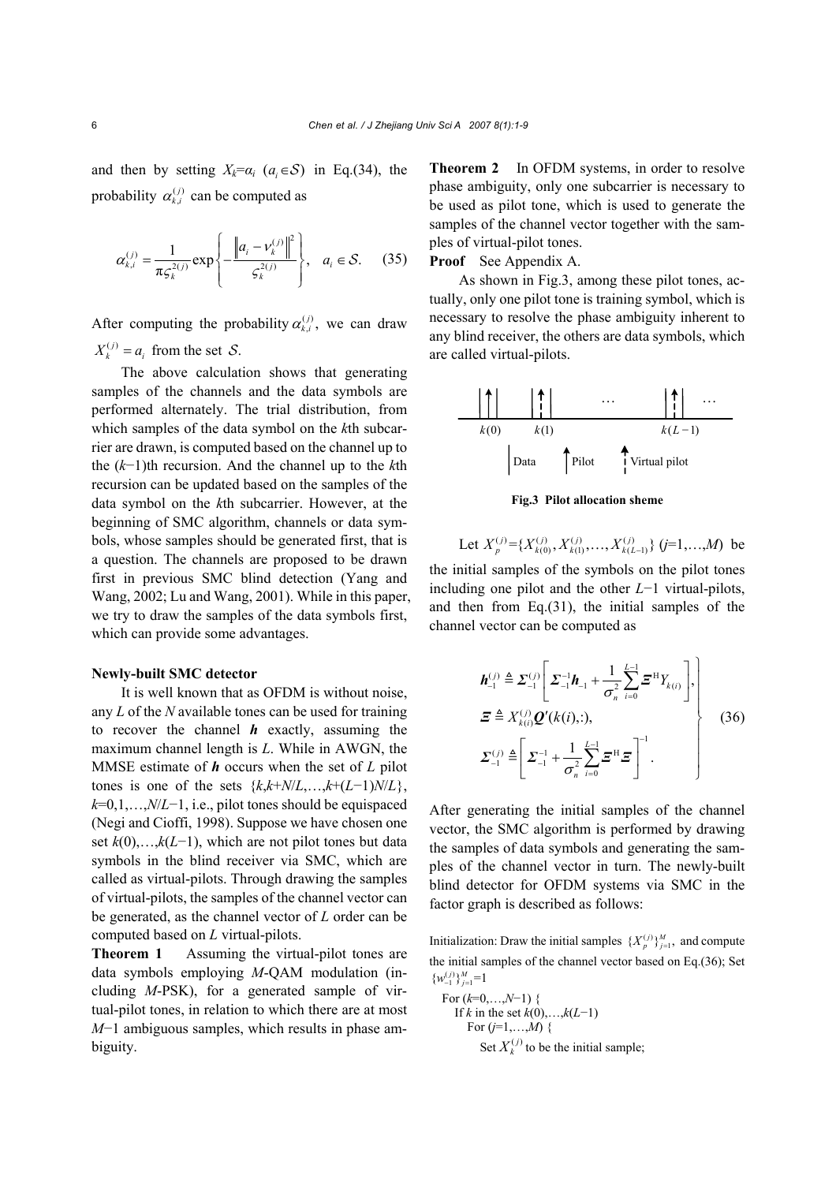and then by setting $X_k=\alpha_i$ ($a_i \in \mathcal{S}$) in Eq.(34), the probability $\alpha_{k,i}^{(j)}$ can be computed as

$$\alpha_{k,i}^{(j)} = \frac{1}{\pi \varsigma_k^{2(j)}} \exp\left\{ -\frac{\left\| a_i - \nu_k^{(j)} \right\|^2}{\varsigma_k^{2(j)}} \right\}, \quad a_i \in \mathcal{S}. \quad (35)$$

After computing the probability $\alpha_{k,i}^{(j)}$, we can draw $X_k^{(j)} = a_i$ from the set $\mathcal{S}$.

The above calculation shows that generating samples of the channels and the data symbols are performed alternately. The trial distribution, from which samples of the data symbol on the $k$th subcarrier are drawn, is computed based on the channel up to the $(k-1)$th recursion. And the channel up to the $k$th recursion can be updated based on the samples of the data symbol on the $k$th subcarrier. However, at the beginning of SMC algorithm, channels or data symbols, whose samples should be generated first, that is a question. The channels are proposed to be drawn first in previous SMC blind detection (Yang and Wang, 2002; Lu and Wang, 2001). While in this paper, we try to draw the samples of the data symbols first, which can provide some advantages.

**Newly-built SMC detector**

It is well known that as OFDM is without noise, any $L$ of the $N$ available tones can be used for training to recover the channel $\boldsymbol{h}$ exactly, assuming the maximum channel length is $L$. While in AWGN, the MMSE estimate of $\boldsymbol{h}$ occurs when the set of $L$ pilot tones is one of the sets $\{k, k+N/L, \ldots, k+(L-1)N/L\}$, $k=0,1,\ldots,N/L-1$, i.e., pilot tones should be equispaced (Negi and Cioffi, 1998). Suppose we have chosen one set $k(0),\ldots,k(L-1)$, which are not pilot tones but data symbols in the blind receiver via SMC, which are called as virtual-pilots. Through drawing the samples of virtual-pilots, the samples of the channel vector can be generated, as the channel vector of $L$ order can be computed based on $L$ virtual-pilots.

**Theorem 1** Assuming the virtual-pilot tones are data symbols employing $M$-QAM modulation (including $M$-PSK), for a generated sample of virtual-pilot tones, in relation to which there are at most $M-1$ ambiguous samples, which results in phase ambiguity.

**Theorem 2** In OFDM systems, in order to resolve phase ambiguity, only one subcarrier is necessary to be used as pilot tone, which is used to generate the samples of the channel vector together with the samples of virtual-pilot tones.

**Proof** See Appendix A.

As shown in Fig.3, among these pilot tones, actually, only one pilot tone is training symbol, which is necessary to resolve the phase ambiguity inherent to any blind receiver, the others are data symbols, which are called virtual-pilots.

**Fig.3 Pilot allocation sheme**

Let $X_p^{(j)}=\{X_{k(0)}^{(j)}, X_{k(1)}^{(j)}, \ldots, X_{k(L-1)}^{(j)}\}$ ($j=1,\ldots,M$) be the initial samples of the symbols on the pilot tones including one pilot and the other $L-1$ virtual-pilots, and then from Eq.(31), the initial samples of the channel vector can be computed as

$$\left.\begin{aligned}
&\boldsymbol{h}_{-1}^{(j)} \triangleq \boldsymbol{\Sigma}_{-1}^{(j)} \left[ \boldsymbol{\Sigma}_{-1}^{-1}\boldsymbol{h}_{-1} + \frac{1}{\sigma_n^2}\sum_{i=0}^{L-1} \boldsymbol{\Xi}^{\mathrm{H}} Y_{k(i)} \right], \\
&\boldsymbol{\Xi} \triangleq X_{k(i)}^{(j)} \boldsymbol{Q}'(k(i),:), \\
&\boldsymbol{\Sigma}_{-1}^{(j)} \triangleq \left[ \boldsymbol{\Sigma}_{-1}^{-1} + \frac{1}{\sigma_n^2}\sum_{i=0}^{L-1} \boldsymbol{\Xi}^{\mathrm{H}}\boldsymbol{\Xi} \right]^{-1}.
\end{aligned}\right\} \quad (36)$$

After generating the initial samples of the channel vector, the SMC algorithm is performed by drawing the samples of data symbols and generating the samples of the channel vector in turn. The newly-built blind detector for OFDM systems via SMC in the factor graph is described as follows:

Initialization: Draw the initial samples $\{X_p^{(j)}\}_{j=1}^{M}$, and compute the initial samples of the channel vector based on Eq.(36); Set $\{w_{-1}^{(j)}\}_{j=1}^{M}=1$

```
For (k=0,…,N−1) {
    If k in the set k(0),…,k(L−1)
        For (j=1,…,M) {
            Set X_k^(j) to be the initial sample;
```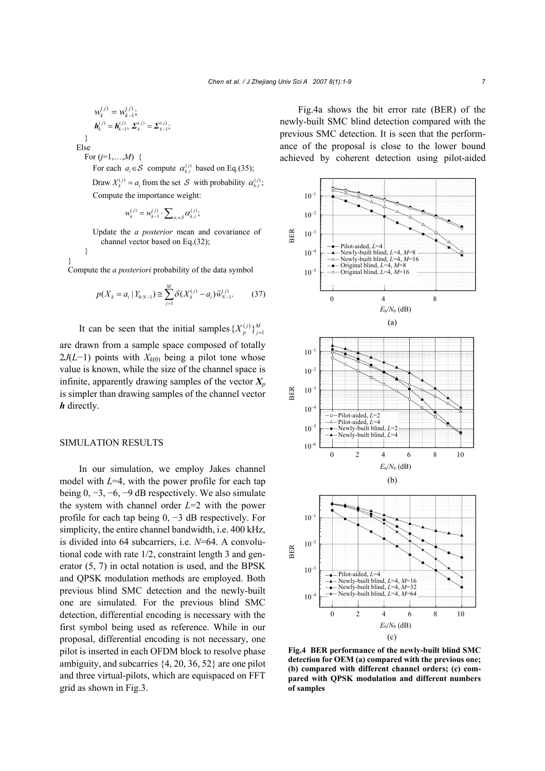$$w_k^{(j)} = w_{k-1}^{(j)};$$

$$\boldsymbol{h}_k^{(j)} = \boldsymbol{h}_{k-1}^{(j)},\ \boldsymbol{\Sigma}_k^{(j)} = \boldsymbol{\Sigma}_{k-1}^{(j)};$$

}

Else

For ($j$=1,…,$M$) {

For each $a_i \in \mathcal{S}$ compute $\alpha_{k,i}^{(j)}$ based on Eq.(35);

Draw $X_k^{(j)} = a_i$ from the set $\mathcal{S}$ with probability $\alpha_{k,i}^{(j)}$;

Compute the importance weight:

$$w_k^{(j)} = w_{k-1}^{(j)} \cdot \sum_{a_i \in \mathcal{S}} \alpha_{k,i}^{(j)};$$

Update the *a posterior* mean and covariance of channel vector based on Eq.(32);

}

}

Compute the *a posteriori* probability of the data symbol

$$p(X_k = a_i \mid Y_{0:N-1}) \cong \sum_{j=1}^{M} \delta(X_k^{(j)} - a_i)\tilde{w}_{N-1}^{(j)}. \qquad (37)$$

It can be seen that the initial samples $\{X_p^{(j)}\}_{j=1}^{M}$ are drawn from a sample space composed of totally $2J(L-1)$ points with $X_{k(0)}$ being a pilot tone whose value is known, while the size of the channel space is infinite, apparently drawing samples of the vector $\boldsymbol{X}_p$ is simpler than drawing samples of the channel vector $\boldsymbol{h}$ directly.

## SIMULATION RESULTS

In our simulation, we employ Jakes channel model with $L$=4, with the power profile for each tap being 0, −3, −6, −9 dB respectively. We also simulate the system with channel order $L$=2 with the power profile for each tap being 0, −3 dB respectively. For simplicity, the entire channel bandwidth, i.e. 400 kHz, is divided into 64 subcarriers, i.e. $N$=64. A convolutional code with rate 1/2, constraint length 3 and generator (5, 7) in octal notation is used, and the BPSK and QPSK modulation methods are employed. Both previous blind SMC detection and the newly-built one are simulated. For the previous blind SMC detection, differential encoding is necessary with the first symbol being used as reference. While in our proposal, differential encoding is not necessary, one pilot is inserted in each OFDM block to resolve phase ambiguity, and subcarries {4, 20, 36, 52} are one pilot and three virtual-pilots, which are equispaced on FFT grid as shown in Fig.3.

Fig.4a shows the bit error rate (BER) of the newly-built SMC blind detection compared with the previous SMC detection. It is seen that the performance of the proposal is close to the lower bound achieved by coherent detection using pilot-aided

**Fig.4 BER performance of the newly-built blind SMC detection for OEM (a) compared with the previous one; (b) compared with different channel orders; (c) compared with QPSK modulation and different numbers of samples**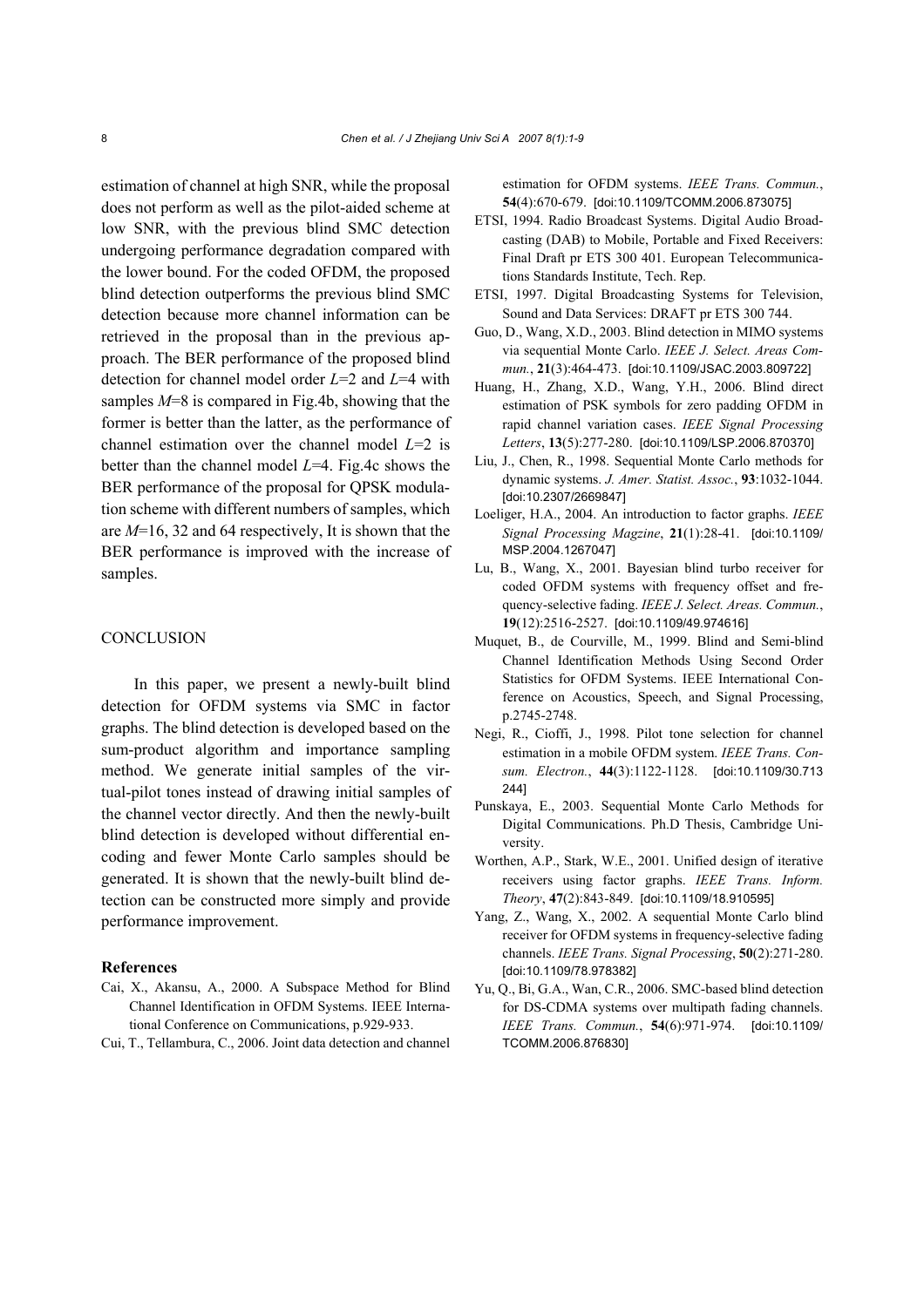estimation of channel at high SNR, while the proposal does not perform as well as the pilot-aided scheme at low SNR, with the previous blind SMC detection undergoing performance degradation compared with the lower bound. For the coded OFDM, the proposed blind detection outperforms the previous blind SMC detection because more channel information can be retrieved in the proposal than in the previous approach. The BER performance of the proposed blind detection for channel model order $L$=2 and $L$=4 with samples $M$=8 is compared in Fig.4b, showing that the former is better than the latter, as the performance of channel estimation over the channel model $L$=2 is better than the channel model $L$=4. Fig.4c shows the BER performance of the proposal for QPSK modulation scheme with different numbers of samples, which are $M$=16, 32 and 64 respectively, It is shown that the BER performance is improved with the increase of samples.

## CONCLUSION

In this paper, we present a newly-built blind detection for OFDM systems via SMC in factor graphs. The blind detection is developed based on the sum-product algorithm and importance sampling method. We generate initial samples of the virtual-pilot tones instead of drawing initial samples of the channel vector directly. And then the newly-built blind detection is developed without differential encoding and fewer Monte Carlo samples should be generated. It is shown that the newly-built blind detection can be constructed more simply and provide performance improvement.

### References

Cai, X., Akansu, A., 2000. A Subspace Method for Blind Channel Identification in OFDM Systems. IEEE International Conference on Communications, p.929-933.

Cui, T., Tellambura, C., 2006. Joint data detection and channel estimation for OFDM systems. *IEEE Trans. Commun.*, **54**(4):670-679. [doi:10.1109/TCOMM.2006.873075]

ETSI, 1994. Radio Broadcast Systems. Digital Audio Broadcasting (DAB) to Mobile, Portable and Fixed Receivers: Final Draft pr ETS 300 401. European Telecommunications Standards Institute, Tech. Rep.

ETSI, 1997. Digital Broadcasting Systems for Television, Sound and Data Services: DRAFT pr ETS 300 744.

Guo, D., Wang, X.D., 2003. Blind detection in MIMO systems via sequential Monte Carlo. *IEEE J. Select. Areas Commun.*, **21**(3):464-473. [doi:10.1109/JSAC.2003.809722]

Huang, H., Zhang, X.D., Wang, Y.H., 2006. Blind direct estimation of PSK symbols for zero padding OFDM in rapid channel variation cases. *IEEE Signal Processing Letters*, **13**(5):277-280. [doi:10.1109/LSP.2006.870370]

Liu, J., Chen, R., 1998. Sequential Monte Carlo methods for dynamic systems. *J. Amer. Statist. Assoc.*, **93**:1032-1044. [doi:10.2307/2669847]

Loeliger, H.A., 2004. An introduction to factor graphs. *IEEE Signal Processing Magzine*, **21**(1):28-41. [doi:10.1109/MSP.2004.1267047]

Lu, B., Wang, X., 2001. Bayesian blind turbo receiver for coded OFDM systems with frequency offset and frequency-selective fading. *IEEE J. Select. Areas. Commun.*, **19**(12):2516-2527. [doi:10.1109/49.974616]

Muquet, B., de Courville, M., 1999. Blind and Semi-blind Channel Identification Methods Using Second Order Statistics for OFDM Systems. IEEE International Conference on Acoustics, Speech, and Signal Processing, p.2745-2748.

Negi, R., Cioffi, J., 1998. Pilot tone selection for channel estimation in a mobile OFDM system. *IEEE Trans. Consum. Electron.*, **44**(3):1122-1128. [doi:10.1109/30.713244]

Punskaya, E., 2003. Sequential Monte Carlo Methods for Digital Communications. Ph.D Thesis, Cambridge University.

Worthen, A.P., Stark, W.E., 2001. Unified design of iterative receivers using factor graphs. *IEEE Trans. Inform. Theory*, **47**(2):843-849. [doi:10.1109/18.910595]

Yang, Z., Wang, X., 2002. A sequential Monte Carlo blind receiver for OFDM systems in frequency-selective fading channels. *IEEE Trans. Signal Processing*, **50**(2):271-280. [doi:10.1109/78.978382]

Yu, Q., Bi, G.A., Wan, C.R., 2006. SMC-based blind detection for DS-CDMA systems over multipath fading channels. *IEEE Trans. Commun.*, **54**(6):971-974. [doi:10.1109/TCOMM.2006.876830]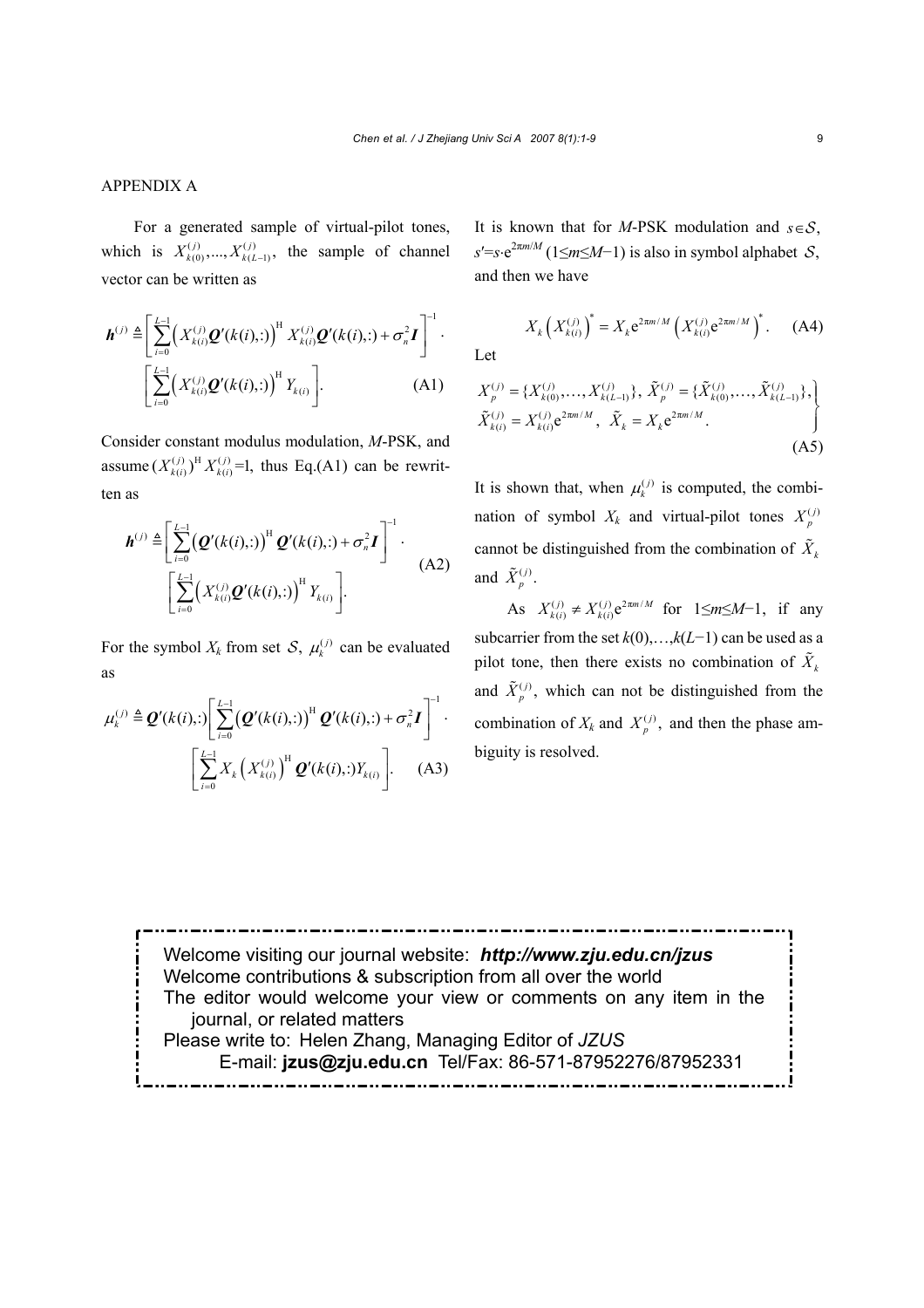## APPENDIX A

For a generated sample of virtual-pilot tones, which is $X_{k(0)}^{(j)},...,X_{k(L-1)}^{(j)}$, the sample of channel vector can be written as

$$\boldsymbol{h}^{(j)} \triangleq \left[\sum_{i=0}^{L-1}\left(X_{k(i)}^{(j)}\boldsymbol{Q}'(k(i),:)\right)^{\mathrm{H}} X_{k(i)}^{(j)}\boldsymbol{Q}'(k(i),:)+\sigma_n^2\boldsymbol{I}\right]^{-1}\cdot \left[\sum_{i=0}^{L-1}\left(X_{k(i)}^{(j)}\boldsymbol{Q}'(k(i),:)\right)^{\mathrm{H}} Y_{k(i)}\right]. \tag{A1}$$

Consider constant modulus modulation, $M$-PSK, and assume $(X_{k(i)}^{(j)})^{\mathrm{H}} X_{k(i)}^{(j)}=1$, thus Eq.(A1) can be rewritten as

$$\boldsymbol{h}^{(j)} \triangleq \left[\sum_{i=0}^{L-1}\left(\boldsymbol{Q}'(k(i),:)\right)^{\mathrm{H}} \boldsymbol{Q}'(k(i),:)+\sigma_n^2\boldsymbol{I}\right]^{-1}\cdot \left[\sum_{i=0}^{L-1}\left(X_{k(i)}^{(j)}\boldsymbol{Q}'(k(i),:)\right)^{\mathrm{H}} Y_{k(i)}\right]. \tag{A2}$$

For the symbol $X_k$ from set $\mathcal{S}$, $\mu_k^{(j)}$ can be evaluated as

$$\mu_k^{(j)} \triangleq \boldsymbol{Q}'(k(i),:)\left[\sum_{i=0}^{L-1}\left(\boldsymbol{Q}'(k(i),:)\right)^{\mathrm{H}} \boldsymbol{Q}'(k(i),:)+\sigma_n^2\boldsymbol{I}\right]^{-1}\cdot \left[\sum_{i=0}^{L-1}X_k\left(X_{k(i)}^{(j)}\right)^{\mathrm{H}} \boldsymbol{Q}'(k(i),:)Y_{k(i)}\right]. \tag{A3}$$

It is known that for $M$-PSK modulation and $s\in\mathcal{S}$, $s'=s\cdot \mathrm{e}^{2\pi m/M}$ $(1\le m\le M-1)$ is also in symbol alphabet $\mathcal{S}$, and then we have

$$X_k\left(X_{k(i)}^{(j)}\right)^{*} = X_k\mathrm{e}^{2\pi m/M}\left(X_{k(i)}^{(j)}\mathrm{e}^{2\pi m/M}\right)^{*}. \tag{A4}$$

Let

$$\left.\begin{aligned} &X_p^{(j)}=\{X_{k(0)}^{(j)},\ldots,X_{k(L-1)}^{(j)}\},\ \tilde{X}_p^{(j)}=\{\tilde{X}_{k(0)}^{(j)},\ldots,\tilde{X}_{k(L-1)}^{(j)}\},\\ &\tilde{X}_{k(i)}^{(j)}=X_{k(i)}^{(j)}\mathrm{e}^{2\pi m/M},\ \ \tilde{X}_k=X_k\mathrm{e}^{2\pi m/M}. \end{aligned}\right\} \tag{A5}$$

It is shown that, when $\mu_k^{(j)}$ is computed, the combination of symbol $X_k$ and virtual-pilot tones $X_p^{(j)}$ cannot be distinguished from the combination of $\tilde{X}_k$ and $\tilde{X}_p^{(j)}$.

As $X_{k(i)}^{(j)} \ne X_{k(i)}^{(j)}\mathrm{e}^{2\pi m/M}$ for $1\le m\le M-1$, if any subcarrier from the set $k(0),\ldots,k(L-1)$ can be used as a pilot tone, then there exists no combination of $\tilde{X}_k$ and $\tilde{X}_p^{(j)}$, which can not be distinguished from the combination of $X_k$ and $X_p^{(j)}$, and then the phase ambiguity is resolved.

Welcome visiting our journal website: ***http://www.zju.edu.cn/jzus***
Welcome contributions & subscription from all over the world
The editor would welcome your view or comments on any item in the journal, or related matters
Please write to: Helen Zhang, Managing Editor of *JZUS*
E-mail: **jzus@zju.edu.cn** Tel/Fax: 86-571-87952276/87952331